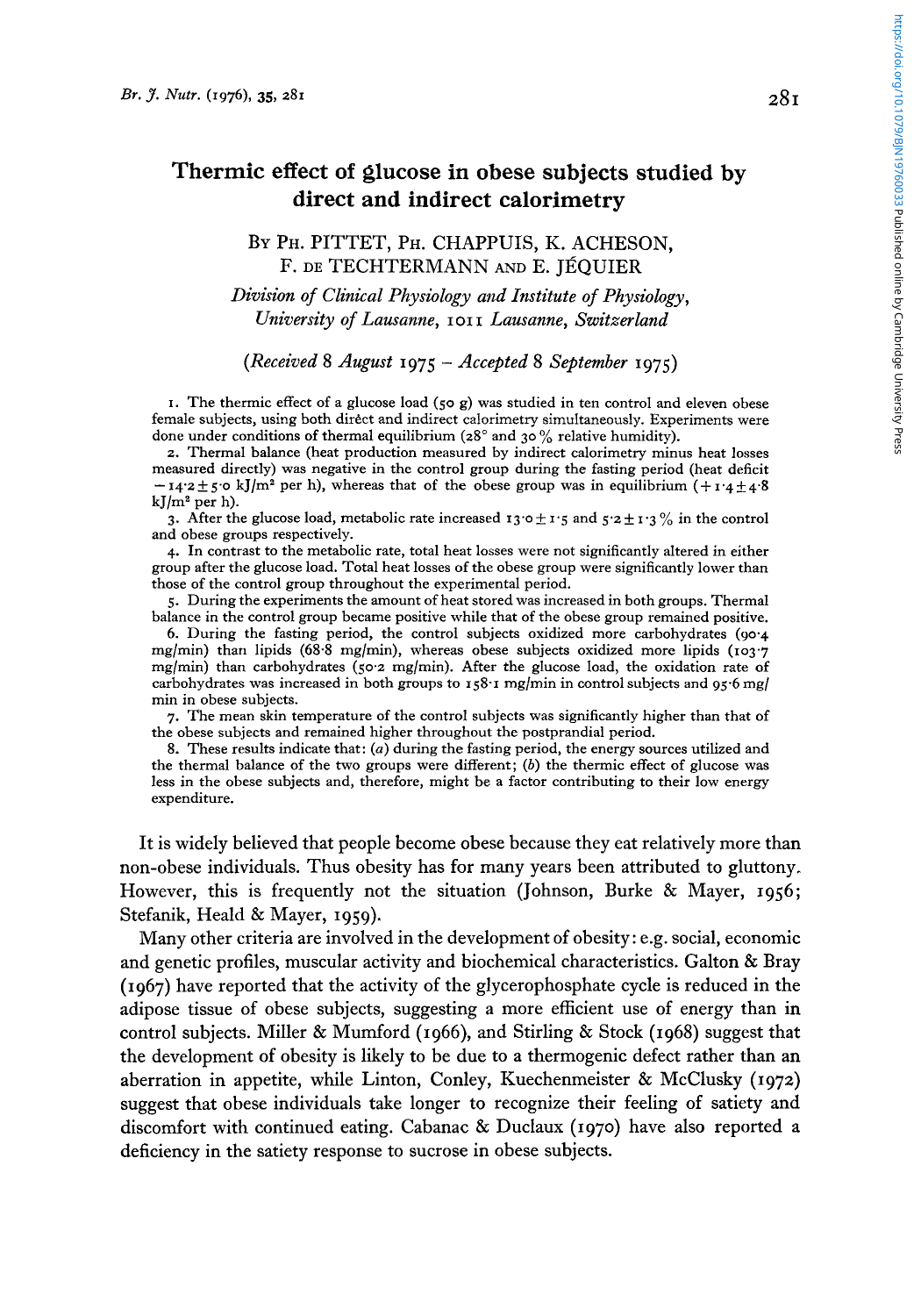# Thermic effect of glucose in obese subjects studied by direct and indirect calorimetry

By PH. PITTET, PH. CHAPPUIS, K. ACHESON, F. DE TECHTERMANN AND E. JÉQUIER

*Division of Clinical Physiology and Institute of Physiology, University of Lausanne, 1011 Lausanne, Switzerland*

*(Received 8 August 1975 – Accepted 8 September 1975)*

1. The thermic effect of a glucose load (50 g) was studied in ten control and eleven obese female subjects, using both direct and indirect calorimetry simultaneously. Experiments were done under conditions of thermal equilibrium (28° and 30% relative humidity).

2. Thermal balance (heat production measured by indirect calorimetry minus heat losses measured directly) was negative in the control group during the fasting period (heat deficit $-14.2 \pm 5.0$ kJ/m² per h), whereas that of the obese group was in equilibrium ($+1.4 \pm 4.8$ kJ/m² per h).

3. After the glucose load, metabolic rate increased $13.0 \pm 1.5$ and $5.2 \pm 1.3$% in the control and obese groups respectively.

4. In contrast to the metabolic rate, total heat losses were not significantly altered in either group after the glucose load. Total heat losses of the obese group were significantly lower than those of the control group throughout the experimental period.

5. During the experiments the amount of heat stored was increased in both groups. Thermal balance in the control group became positive while that of the obese group remained positive.

6. During the fasting period, the control subjects oxidized more carbohydrates (90.4 mg/min) than lipids (68.8 mg/min), whereas obese subjects oxidized more lipids (103.7 mg/min) than carbohydrates (50.2 mg/min). After the glucose load, the oxidation rate of carbohydrates was increased in both groups to 158.1 mg/min in control subjects and 95.6 mg/min in obese subjects.

7. The mean skin temperature of the control subjects was significantly higher than that of the obese subjects and remained higher throughout the postprandial period.

8. These results indicate that: (*a*) during the fasting period, the energy sources utilized and the thermal balance of the two groups were different; (*b*) the thermic effect of glucose was less in the obese subjects and, therefore, might be a factor contributing to their low energy expenditure.

It is widely believed that people become obese because they eat relatively more than non-obese individuals. Thus obesity has for many years been attributed to gluttony. However, this is frequently not the situation (Johnson, Burke & Mayer, 1956; Stefanik, Heald & Mayer, 1959).

Many other criteria are involved in the development of obesity: e.g. social, economic and genetic profiles, muscular activity and biochemical characteristics. Galton & Bray (1967) have reported that the activity of the glycerophosphate cycle is reduced in the adipose tissue of obese subjects, suggesting a more efficient use of energy than in control subjects. Miller & Mumford (1966), and Stirling & Stock (1968) suggest that the development of obesity is likely to be due to a thermogenic defect rather than an aberration in appetite, while Linton, Conley, Kuechenmeister & McClusky (1972) suggest that obese individuals take longer to recognize their feeling of satiety and discomfort with continued eating. Cabanac & Duclaux (1970) have also reported a deficiency in the satiety response to sucrose in obese subjects.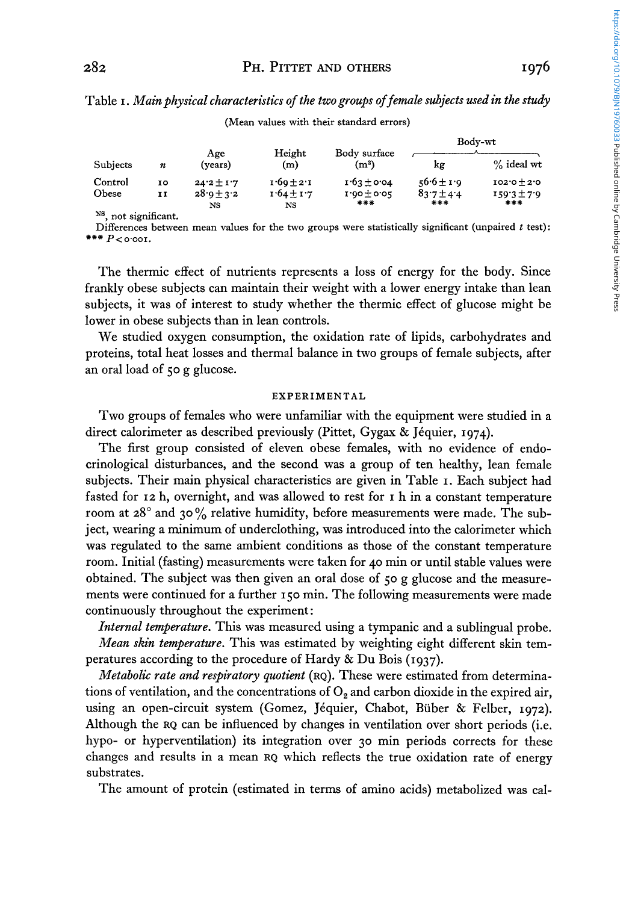Table 1. *Main physical characteristics of the two groups of female subjects used in the study*

(Mean values with their standard errors)

| Subjects | $n$ | Age (years) | Height (m) | Body surface ($m^2$) | Body-wt kg | Body-wt % ideal wt |
|---|---|---|---|---|---|---|
| Control | 10 | 24·2 ± 1·7 | 1·69 ± 2·1 | 1·63 ± 0·04 | 56·6 ± 1·9 | 102·0 ± 2·0 |
| Obese | 11 | 28·9 ± 3·2 | 1·64 ± 1·7 | 1·90 ± 0·05 | 83·7 ± 4·4 | 159·3 ± 7·9 |
| | | NS | NS | *** | *** | *** |

NS, not significant.

Differences between mean values for the two groups were statistically significant (unpaired $t$ test): *** $P < 0·001$.

The thermic effect of nutrients represents a loss of energy for the body. Since frankly obese subjects can maintain their weight with a lower energy intake than lean subjects, it was of interest to study whether the thermic effect of glucose might be lower in obese subjects than in lean controls.

We studied oxygen consumption, the oxidation rate of lipids, carbohydrates and proteins, total heat losses and thermal balance in two groups of female subjects, after an oral load of 50 g glucose.

## EXPERIMENTAL

Two groups of females who were unfamiliar with the equipment were studied in a direct calorimeter as described previously (Pittet, Gygax & Jéquier, 1974).

The first group consisted of eleven obese females, with no evidence of endocrinological disturbances, and the second was a group of ten healthy, lean female subjects. Their main physical characteristics are given in Table 1. Each subject had fasted for 12 h, overnight, and was allowed to rest for 1 h in a constant temperature room at 28° and 30% relative humidity, before measurements were made. The subject, wearing a minimum of underclothing, was introduced into the calorimeter which was regulated to the same ambient conditions as those of the constant temperature room. Initial (fasting) measurements were taken for 40 min or until stable values were obtained. The subject was then given an oral dose of 50 g glucose and the measurements were continued for a further 150 min. The following measurements were made continuously throughout the experiment:

*Internal temperature.* This was measured using a tympanic and a sublingual probe.

*Mean skin temperature.* This was estimated by weighting eight different skin temperatures according to the procedure of Hardy & Du Bois (1937).

*Metabolic rate and respiratory quotient* (RQ). These were estimated from determinations of ventilation, and the concentrations of $O_2$ and carbon dioxide in the expired air, using an open-circuit system (Gomez, Jéquier, Chabot, Büber & Felber, 1972). Although the RQ can be influenced by changes in ventilation over short periods (i.e. hypo- or hyperventilation) its integration over 30 min periods corrects for these changes and results in a mean RQ which reflects the true oxidation rate of energy substrates.

The amount of protein (estimated in terms of amino acids) metabolized was cal-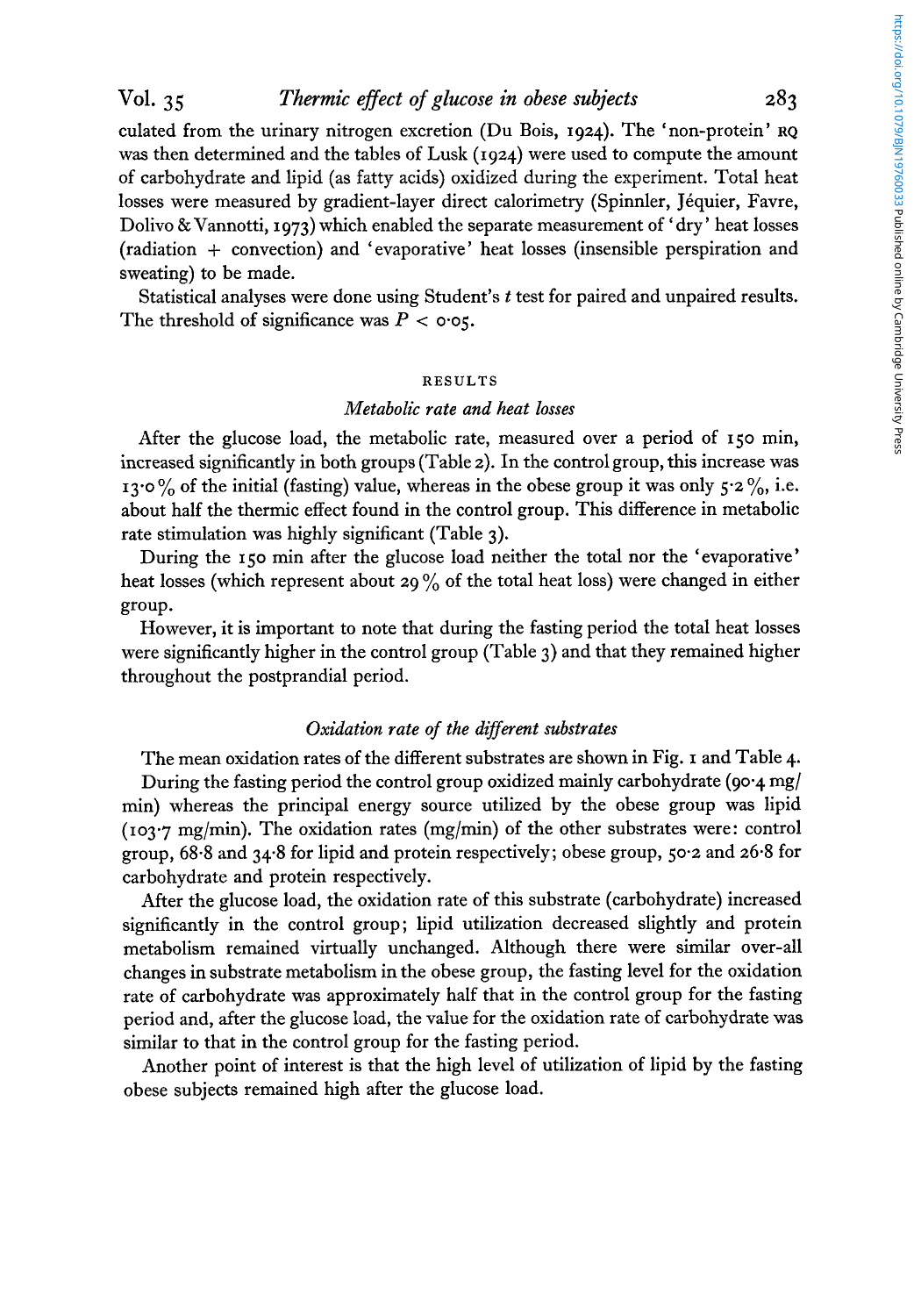culated from the urinary nitrogen excretion (Du Bois, 1924). The 'non-protein' RQ was then determined and the tables of Lusk (1924) were used to compute the amount of carbohydrate and lipid (as fatty acids) oxidized during the experiment. Total heat losses were measured by gradient-layer direct calorimetry (Spinnler, Jéquier, Favre, Dolivo & Vannotti, 1973) which enabled the separate measurement of 'dry' heat losses (radiation + convection) and 'evaporative' heat losses (insensible perspiration and sweating) to be made.

Statistical analyses were done using Student's $t$ test for paired and unpaired results. The threshold of significance was $P < 0.05$.

## RESULTS

### *Metabolic rate and heat losses*

After the glucose load, the metabolic rate, measured over a period of 150 min, increased significantly in both groups (Table 2). In the control group, this increase was 13.0% of the initial (fasting) value, whereas in the obese group it was only 5.2%, i.e. about half the thermic effect found in the control group. This difference in metabolic rate stimulation was highly significant (Table 3).

During the 150 min after the glucose load neither the total nor the 'evaporative' heat losses (which represent about 29% of the total heat loss) were changed in either group.

However, it is important to note that during the fasting period the total heat losses were significantly higher in the control group (Table 3) and that they remained higher throughout the postprandial period.

### *Oxidation rate of the different substrates*

The mean oxidation rates of the different substrates are shown in Fig. 1 and Table 4.

During the fasting period the control group oxidized mainly carbohydrate (90.4 mg/min) whereas the principal energy source utilized by the obese group was lipid (103.7 mg/min). The oxidation rates (mg/min) of the other substrates were: control group, 68.8 and 34.8 for lipid and protein respectively; obese group, 50.2 and 26.8 for carbohydrate and protein respectively.

After the glucose load, the oxidation rate of this substrate (carbohydrate) increased significantly in the control group; lipid utilization decreased slightly and protein metabolism remained virtually unchanged. Although there were similar over-all changes in substrate metabolism in the obese group, the fasting level for the oxidation rate of carbohydrate was approximately half that in the control group for the fasting period and, after the glucose load, the value for the oxidation rate of carbohydrate was similar to that in the control group for the fasting period.

Another point of interest is that the high level of utilization of lipid by the fasting obese subjects remained high after the glucose load.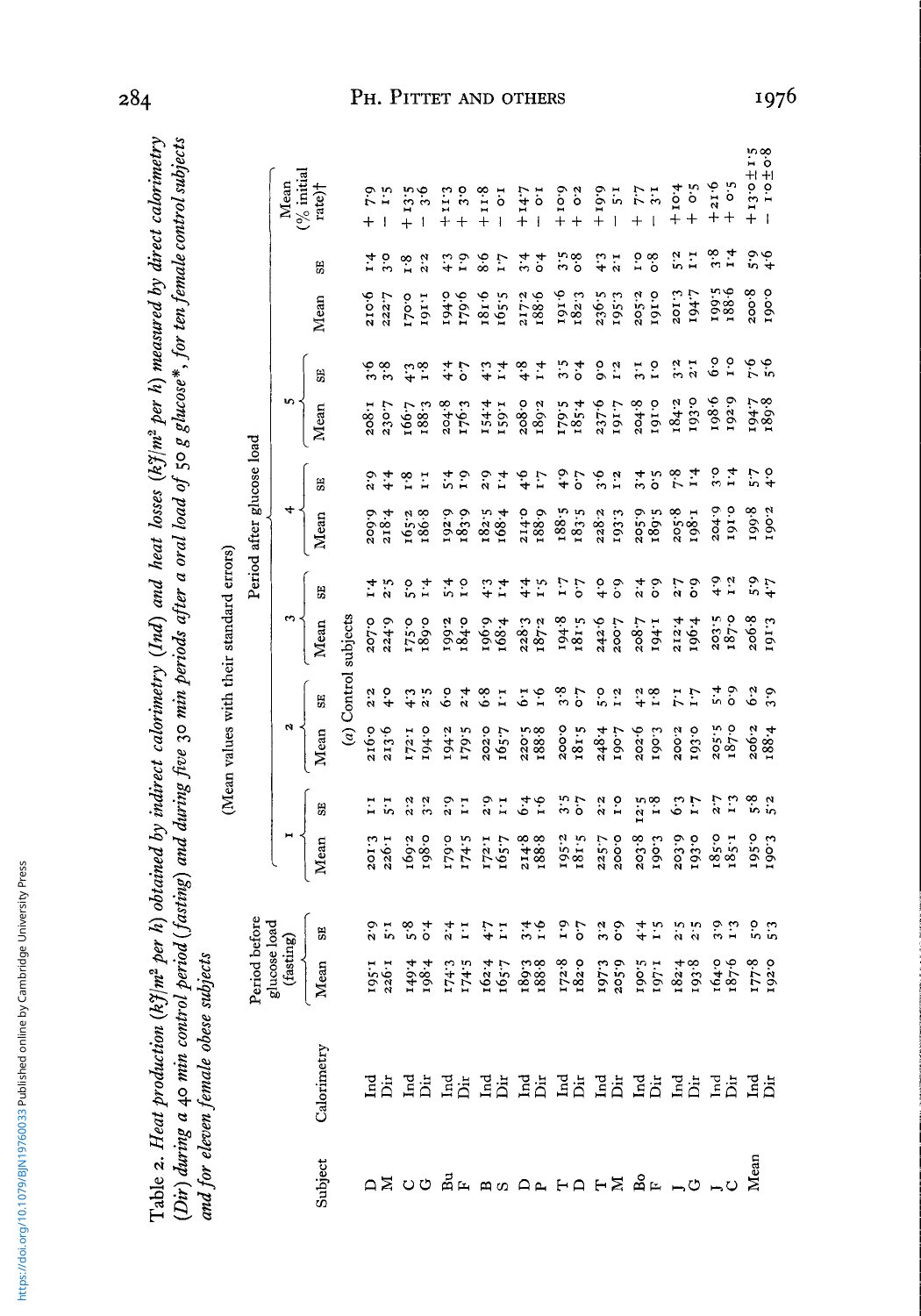Table 2. *Heat production (kJ/m² per h) obtained by indirect calorimetry (Ind) and heat losses (kJ/m² per h) measured by direct calorimetry (Dir) during a 40 min control period (fasting) and during five 30 min periods after a oral load of 50 g glucose\*, for ten female control subjects and for eleven female obese subjects*

(Mean values with their standard errors)

| Subject | Calorimetry | Period before glucose load (fasting) | | Period after glucose load | | | | | | | | | | | | |
|---|---|---|---|---|---|---|---|---|---|---|---|---|---|---|---|---|
| | | | | 1 | | 2 | | 3 | | 4 | | 5 | | | | Mean (% initial rate)† |
| | | Mean | SE | Mean | SE | Mean | SE | Mean | SE | Mean | SE | Mean | SE | Mean | SE | |
| (a) Control subjects | | | | | | | | | | | | | | | | |
| D | Ind | 195·1 | 2·9 | 201·3 | 1·1 | 216·0 | 2·2 | 207·0 | 1·4 | 209·9 | 2·9 | 208·1 | 3·6 | 210·6 | 1·4 | + 7·9 |
| M | Dir | 226·1 | 5·1 | 226·1 | 5·1 | 213·6 | 4·0 | 224·9 | 2·5 | 218·4 | 4·4 | 230·7 | 3·8 | 222·7 | 3·0 | − 1·5 |
| C | Ind | 149·4 | 5·8 | 169·2 | 2·2 | 172·1 | 4·3 | 175·0 | 5·0 | 165·2 | 1·8 | 166·7 | 4·3 | 170·0 | 1·8 | + 13·5 |
| G | Dir | 198·4 | 0·4 | 198·0 | 3·2 | 194·0 | 2·5 | 189·0 | 1·4 | 186·8 | 1·1 | 188·3 | 1·8 | 191·1 | 2·2 | − 3·6 |
| Bu | Ind | 174·3 | 2·4 | 179·0 | 2·9 | 194·2 | 6·0 | 199·2 | 5·4 | 192·9 | 5·4 | 204·8 | 4·4 | 194·0 | 4·3 | + 11·3 |
| F | Dir | 174·5 | 1·1 | 174·5 | 1·1 | 179·5 | 2·4 | 184·0 | 1·0 | 183·9 | 1·9 | 176·3 | 0·7 | 179·6 | 1·9 | + 3·0 |
| B | Ind | 162·4 | 4·7 | 172·1 | 2·9 | 202·0 | 6·8 | 196·9 | 4·3 | 182·5 | 2·9 | 154·4 | 4·3 | 181·6 | 8·6 | + 11·8 |
| S | Dir | 165·7 | 1·1 | 165·7 | 1·1 | 165·7 | 1·1 | 168·4 | 1·4 | 168·4 | 1·4 | 159·1 | 1·4 | 165·5 | 1·7 | − 0·1 |
| D | Ind | 189·3 | 3·4 | 214·8 | 6·4 | 220·5 | 6·1 | 228·3 | 4·4 | 214·0 | 4·6 | 208·0 | 4·8 | 217·2 | 3·4 | + 14·7 |
| P | Dir | 188·8 | 1·6 | 188·8 | 1·6 | 188·8 | 1·6 | 187·2 | 1·5 | 188·9 | 1·7 | 189·2 | 1·4 | 188·6 | 0·4 | − 0·1 |
| T | Ind | 172·8 | 1·9 | 195·2 | 3·5 | 200·0 | 3·8 | 194·8 | 1·7 | 188·5 | 4·9 | 179·5 | 3·5 | 191·6 | 3·5 | + 10·9 |
| D | Dir | 182·0 | 0·7 | 181·5 | 0·7 | 181·5 | 0·7 | 181·5 | 0·7 | 183·5 | 0·7 | 185·4 | 0·4 | 182·3 | 0·8 | + 0·2 |
| T | Ind | 197·3 | 3·2 | 225·7 | 2·2 | 248·4 | 5·0 | 242·6 | 4·0 | 228·2 | 3·6 | 237·6 | 9·0 | 236·5 | 4·3 | + 19·9 |
| M | Dir | 205·9 | 0·9 | 200·0 | 1·0 | 190·7 | 1·2 | 200·7 | 0·9 | 193·3 | 1·2 | 191·7 | 1·2 | 195·3 | 2·1 | − 5·1 |
| Bo | Ind | 190·5 | 4·4 | 203·8 | 12·5 | 202·6 | 4·2 | 208·7 | 2·4 | 205·9 | 3·4 | 204·8 | 3·1 | 205·2 | 1·0 | + 7·7 |
| F | Dir | 197·1 | 1·5 | 190·3 | 1·8 | 190·3 | 1·8 | 194·1 | 0·9 | 189·5 | 0·5 | 191·0 | 1·0 | 191·0 | 0·8 | − 3·1 |
| J | Ind | 182·4 | 2·5 | 203·9 | 6·3 | 200·2 | 7·1 | 212·4 | 2·7 | 205·8 | 7·8 | 184·2 | 3·2 | 201·3 | 5·2 | + 10·4 |
| G | Dir | 193·8 | 2·5 | 193·0 | 1·7 | 193·0 | 1·7 | 196·4 | 0·9 | 198·1 | 1·4 | 193·0 | 2·1 | 194·7 | 1·1 | + 0·5 |
| J | Ind | 164·0 | 3·9 | 185·0 | 2·7 | 205·5 | 5·4 | 203·5 | 4·9 | 204·9 | 3·0 | 198·6 | 6·0 | 199·5 | 3·8 | + 21·6 |
| C | Dir | 187·6 | 1·3 | 185·1 | 1·3 | 187·0 | 0·9 | 187·0 | 1·2 | 191·0 | 1·4 | 192·9 | 1·0 | 188·6 | 1·4 | + 0·5 |
| Mean | Ind | 177·8 | 5·0 | 195·0 | 5·8 | 206·2 | 6·2 | 206·8 | 5·9 | 199·8 | 5·7 | 194·7 | 7·6 | 200·8 | 5·9 | + 13·0 ± 1·5 |
| | Dir | 192·0 | 5·3 | 190·3 | 5·2 | 188·4 | 3·9 | 191·3 | 4·7 | 190·2 | 4·0 | 189·8 | 5·6 | 190·0 | 4·6 | − 1·0 ± 0·8 |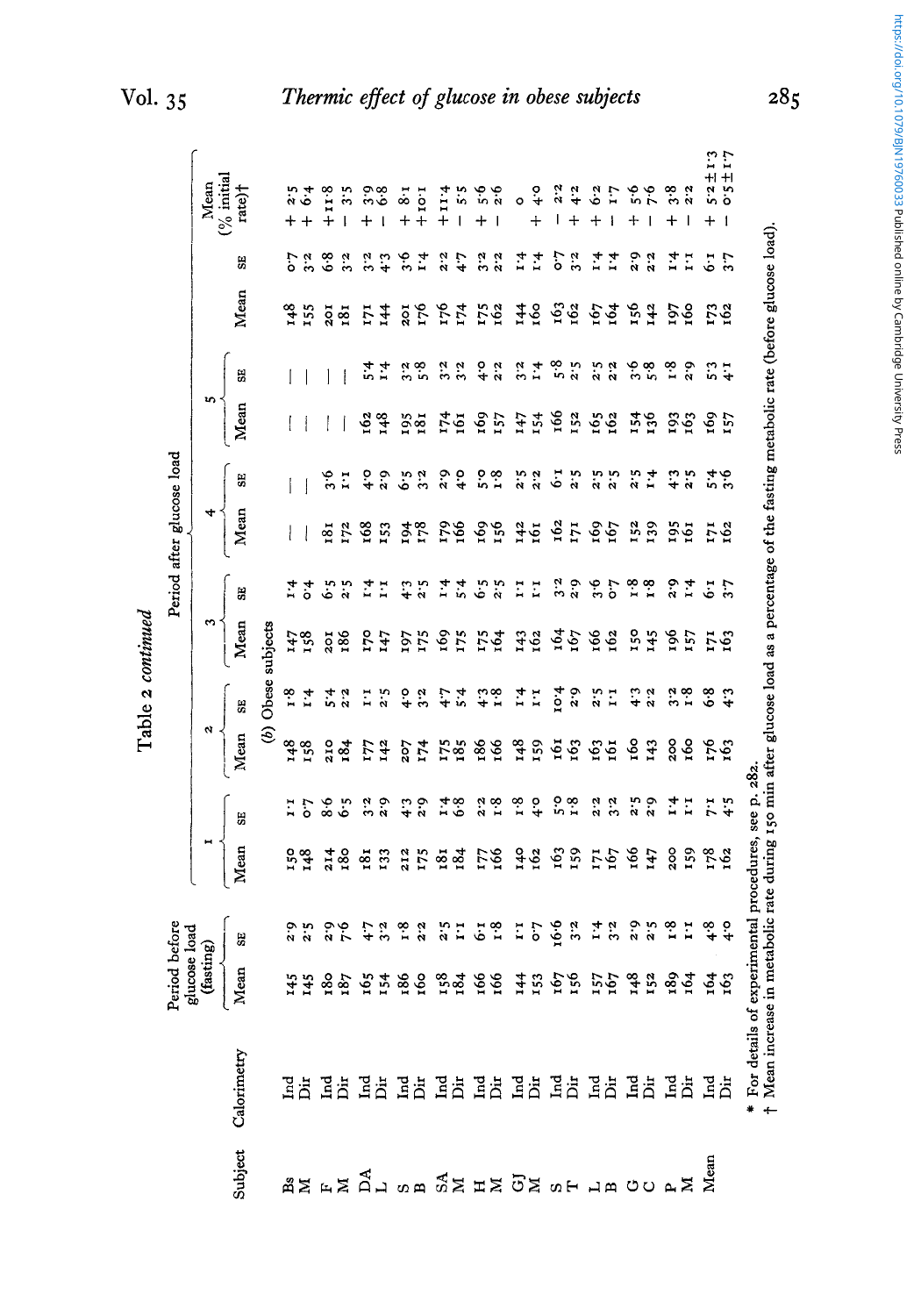Table 2 *continued*

| Subject | Calorimetry | Period before glucose load (fasting) | | Period after glucose load | | | | | | | | | | | | Mean (% initial rate)† |
|---|---|---|---|---|---|---|---|---|---|---|---|---|---|---|---|---|
| | | | | 1 | | 2 | | 3 | | 4 | | 5 | | | | |
| | | Mean | SE | Mean | SE | Mean | SE | Mean | SE | Mean | SE | Mean | SE | Mean | SE | |
| | | | | | | (*b*) Obese subjects | | | | | | | | | | |
| Bs | Ind | 145 | 2·9 | 150 | 1·1 | 148 | 1·8 | 147 | 1·4 | — | — | — | — | 148 | 0·7 | + 2·5 |
| M | Dir | 145 | 2·5 | 148 | 0·7 | 158 | 1·4 | 158 | 0·4 | — | — | — | — | 155 | 3·2 | + 6·4 |
| F | Ind | 180 | 2·9 | 214 | 8·6 | 210 | 5·4 | 201 | 6·5 | 181 | 3·6 | — | — | 201 | 6·8 | + 11·8 |
| M | Dir | 187 | 7·6 | 180 | 6·5 | 184 | 2·2 | 186 | 2·5 | 172 | 1·1 | — | — | 181 | 3·2 | − 3·5 |
| DA | Ind | 165 | 4·7 | 181 | 3·2 | 177 | 1·1 | 170 | 1·4 | 168 | 4·0 | 162 | 5·4 | 171 | 3·2 | + 3·9 |
| L | Dir | 154 | 3·2 | 133 | 2·9 | 142 | 2·5 | 147 | 1·1 | 153 | 2·9 | 148 | 1·4 | 144 | 4·3 | − 6·8 |
| S | Ind | 186 | 1·8 | 212 | 4·3 | 207 | 4·0 | 197 | 4·3 | 194 | 6·5 | 195 | 3·2 | 201 | 3·6 | + 8·1 |
| B | Dir | 160 | 2·2 | 175 | 2·9 | 174 | 3·2 | 175 | 2·5 | 178 | 3·2 | 181 | 5·8 | 176 | 1·4 | + 10·1 |
| SA | Ind | 158 | 2·5 | 181 | 1·4 | 175 | 4·7 | 169 | 1·4 | 179 | 2·9 | 174 | 3·2 | 176 | 2·2 | + 11·4 |
| M | Dir | 184 | 1·1 | 184 | 6·8 | 185 | 5·4 | 175 | 5·4 | 166 | 4·0 | 161 | 3·2 | 174 | 4·7 | − 5·5 |
| H | Ind | 166 | 6·1 | 177 | 2·2 | 186 | 4·3 | 175 | 6·5 | 169 | 5·0 | 169 | 4·0 | 175 | 3·2 | + 5·6 |
| M | Dir | 166 | 1·8 | 166 | 1·8 | 166 | 1·8 | 164 | 2·5 | 156 | 1·8 | 157 | 2·2 | 162 | 2·2 | − 2·6 |
| GJ | Ind | 144 | 1·1 | 140 | 1·8 | 148 | 1·4 | 143 | 1·1 | 142 | 2·5 | 147 | 3·2 | 144 | 1·4 | 0 |
| M | Dir | 153 | 0·7 | 162 | 4·0 | 159 | 1·1 | 162 | 1·1 | 161 | 2·2 | 154 | 1·4 | 160 | 1·4 | + 4·0 |
| S | Ind | 167 | 16·6 | 163 | 5·0 | 161 | 10·4 | 164 | 3·2 | 162 | 6·1 | 166 | 5·8 | 163 | 0·7 | − 2·2 |
| T | Dir | 156 | 3·2 | 159 | 1·8 | 163 | 2·9 | 167 | 2·9 | 171 | 2·5 | 152 | 2·5 | 162 | 3·2 | + 4·2 |
| L | Ind | 157 | 1·4 | 171 | 2·2 | 163 | 2·5 | 166 | 3·6 | 169 | 2·5 | 165 | 2·5 | 167 | 1·4 | + 6·2 |
| B | Dir | 167 | 3·2 | 167 | 3·2 | 161 | 1·1 | 162 | 0·7 | 167 | 2·5 | 162 | 2·2 | 164 | 1·4 | − 1·7 |
| G | Ind | 148 | 2·9 | 166 | 2·5 | 160 | 4·3 | 150 | 1·8 | 152 | 2·5 | 154 | 3·6 | 156 | 2·9 | + 5·6 |
| C | Dir | 152 | 2·5 | 147 | 2·9 | 143 | 2·2 | 145 | 1·8 | 139 | 1·4 | 136 | 5·8 | 142 | 2·2 | − 7·6 |
| P | Ind | 189 | 1·8 | 200 | 1·4 | 200 | 3·2 | 196 | 2·9 | 195 | 4·3 | 193 | 1·8 | 197 | 1·4 | + 3·8 |
| M | Dir | 164 | 1·1 | 159 | 1·1 | 160 | 1·8 | 157 | 1·4 | 161 | 2·5 | 163 | 2·9 | 160 | 1·1 | − 2·2 |
| Mean | Ind | 164 | 4·8 | 178 | 7·1 | 176 | 6·8 | 171 | 6·1 | 171 | 5·4 | 169 | 5·3 | 173 | 6·1 | + 5·2 ± 1·3 |
| | Dir | 163 | 4·0 | 162 | 4·5 | 163 | 4·3 | 163 | 3·7 | 162 | 3·6 | 157 | 4·1 | 162 | 3·7 | − 0·5 ± 1·7 |

\* For details of experimental procedures, see p. 282.
† Mean increase in metabolic rate during 150 min after glucose load as a percentage of the fasting metabolic rate (before glucose load).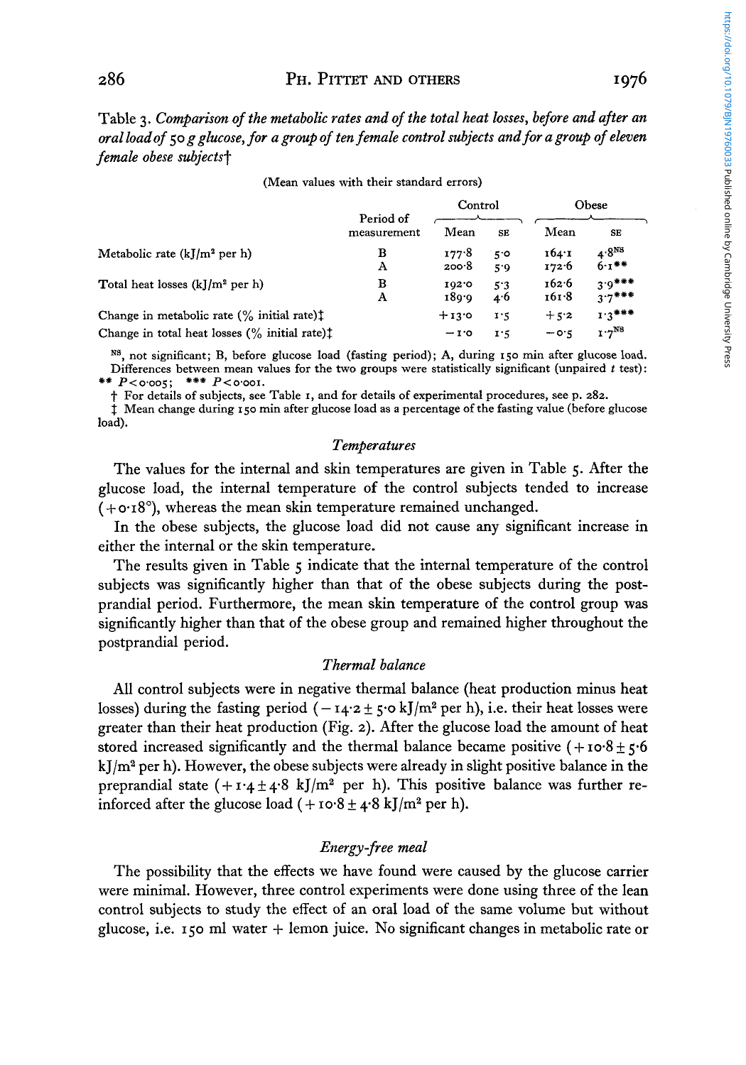Table 3. *Comparison of the metabolic rates and of the total heat losses, before and after an oral load of 50 g glucose, for a group of ten female control subjects and for a group of eleven female obese subjects*†

(Mean values with their standard errors)

| | Period of measurement | Control | | Obese | |
|---|---|---|---|---|---|
| | | Mean | SE | Mean | SE |
| Metabolic rate (kJ/m² per h) | B | 177·8 | 5·0 | 164·1 | 4·8[NS] |
| | A | 200·8 | 5·9 | 172·6 | 6·1** |
| Total heat losses (kJ/m² per h) | B | 192·0 | 5·3 | 162·6 | 3·9*** |
| | A | 189·9 | 4·6 | 161·8 | 3·7*** |
| Change in metabolic rate (% initial rate)‡ | | +13·0 | 1·5 | +5·2 | 1·3*** |
| Change in total heat losses (% initial rate)‡ | | −1·0 | 1·5 | −0·5 | 1·7[NS] |

NS, not significant; B, before glucose load (fasting period); A, during 150 min after glucose load. Differences between mean values for the two groups were statistically significant (unpaired *t* test): ** $P<0·005$; *** $P<0·001$.

† For details of subjects, see Table 1, and for details of experimental procedures, see p. 282.

‡ Mean change during 150 min after glucose load as a percentage of the fasting value (before glucose load).

### *Temperatures*

The values for the internal and skin temperatures are given in Table 5. After the glucose load, the internal temperature of the control subjects tended to increase (+0·18°), whereas the mean skin temperature remained unchanged.

In the obese subjects, the glucose load did not cause any significant increase in either the internal or the skin temperature.

The results given in Table 5 indicate that the internal temperature of the control subjects was significantly higher than that of the obese subjects during the postprandial period. Furthermore, the mean skin temperature of the control group was significantly higher than that of the obese group and remained higher throughout the postprandial period.

### *Thermal balance*

All control subjects were in negative thermal balance (heat production minus heat losses) during the fasting period (−14·2 ± 5·0 kJ/m² per h), i.e. their heat losses were greater than their heat production (Fig. 2). After the glucose load the amount of heat stored increased significantly and the thermal balance became positive (+10·8 ± 5·6 kJ/m² per h). However, the obese subjects were already in slight positive balance in the preprandial state (+1·4 ± 4·8 kJ/m² per h). This positive balance was further reinforced after the glucose load (+10·8 ± 4·8 kJ/m² per h).

### *Energy-free meal*

The possibility that the effects we have found were caused by the glucose carrier were minimal. However, three control experiments were done using three of the lean control subjects to study the effect of an oral load of the same volume but without glucose, i.e. 150 ml water + lemon juice. No significant changes in metabolic rate or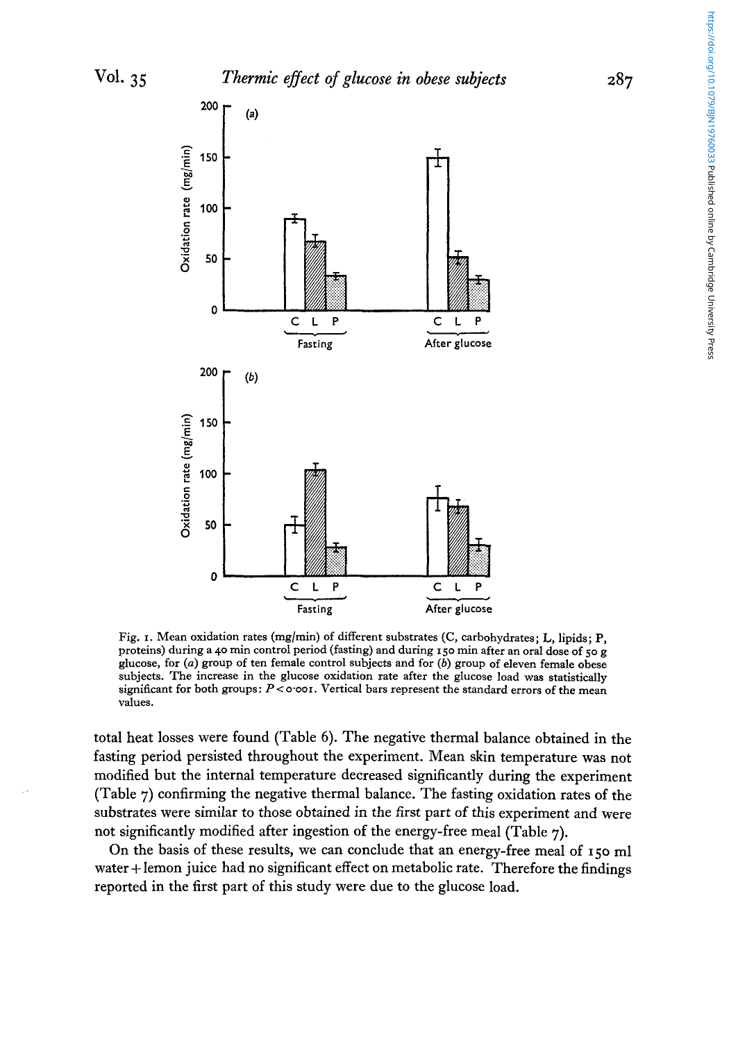Fig. 1. Mean oxidation rates (mg/min) of different substrates (C, carbohydrates; L, lipids; P, proteins) during a 40 min control period (fasting) and during 150 min after an oral dose of 50 g glucose, for (*a*) group of ten female control subjects and for (*b*) group of eleven female obese subjects. The increase in the glucose oxidation rate after the glucose load was statistically significant for both groups: $P < 0.001$. Vertical bars represent the standard errors of the mean values.

total heat losses were found (Table 6). The negative thermal balance obtained in the fasting period persisted throughout the experiment. Mean skin temperature was not modified but the internal temperature decreased significantly during the experiment (Table 7) confirming the negative thermal balance. The fasting oxidation rates of the substrates were similar to those obtained in the first part of this experiment and were not significantly modified after ingestion of the energy-free meal (Table 7).

On the basis of these results, we can conclude that an energy-free meal of 150 ml water + lemon juice had no significant effect on metabolic rate. Therefore the findings reported in the first part of this study were due to the glucose load.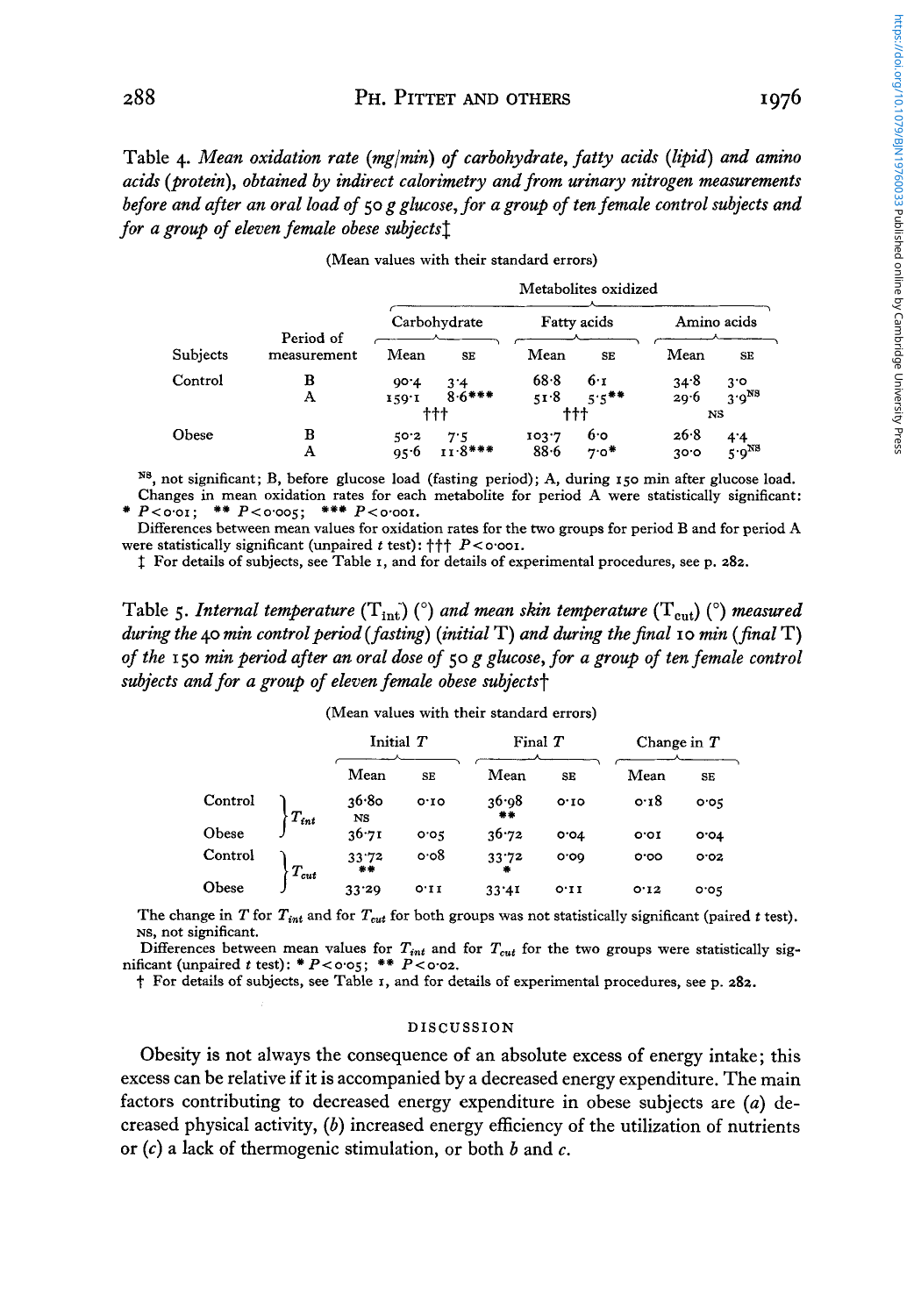Table 4. *Mean oxidation rate (mg/min) of carbohydrate, fatty acids (lipid) and amino acids (protein), obtained by indirect calorimetry and from urinary nitrogen measurements before and after an oral load of 50 g glucose, for a group of ten female control subjects and for a group of eleven female obese subjects*‡

(Mean values with their standard errors)

| | | Metabolites oxidized | | | | | |
|---|---|---|---|---|---|---|---|
| | | Carbohydrate | | Fatty acids | | Amino acids | |
| Subjects | Period of measurement | Mean | SE | Mean | SE | Mean | SE |
| Control | B | 90·4 | 3·4 | 68·8 | 6·1 | 34·8 | 3·0 |
| | A | 159·1 | 8·6*** | 51·8 | 5·5** | 29·6 | 3·9[NS] |
| | | ††† | | ††† | | NS | |
| Obese | B | 50·2 | 7·5 | 103·7 | 6·0 | 26·8 | 4·4 |
| | A | 95·6 | 11·8*** | 88·6 | 7·0* | 30·0 | 5·9[NS] |

[NS], not significant; B, before glucose load (fasting period); A, during 150 min after glucose load.
Changes in mean oxidation rates for each metabolite for period A were statistically significant: * $P<0.01$; ** $P<0.005$; *** $P<0.001$.
Differences between mean values for oxidation rates for the two groups for period B and for period A were statistically significant (unpaired *t* test): ††† $P<0.001$.
‡ For details of subjects, see Table 1, and for details of experimental procedures, see p. 282.

Table 5. *Internal temperature* ($T_{int}$) (°) *and mean skin temperature* ($T_{cut}$) (°) *measured during the 40 min control period (fasting) (initial* T*) and during the final 10 min (final* T*) of the 150 min period after an oral dose of 50 g glucose, for a group of ten female control subjects and for a group of eleven female obese subjects*†

(Mean values with their standard errors)

| | | Initial $T$ | | Final $T$ | | Change in $T$ | |
|---|---|---|---|---|---|---|---|
| | | Mean | SE | Mean | SE | Mean | SE |
| Control | $T_{int}$ | 36·80 | 0·10 | 36·98 | 0·10 | 0·18 | 0·05 |
| | | NS | | ** | | | |
| Obese | $T_{int}$ | 36·71 | 0·05 | 36·72 | 0·04 | 0·01 | 0·04 |
| Control | $T_{cut}$ | 33·72 | 0·08 | 33·72 | 0·09 | 0·00 | 0·02 |
| | | ** | | * | | | |
| Obese | $T_{cut}$ | 33·29 | 0·11 | 33·41 | 0·11 | 0·12 | 0·05 |

The change in $T$ for $T_{int}$ and for $T_{cut}$ for both groups was not statistically significant (paired *t* test). NS, not significant.
Differences between mean values for $T_{int}$ and for $T_{cut}$ for the two groups were statistically significant (unpaired *t* test): * $P<0.05$; ** $P<0.02$.
† For details of subjects, see Table 1, and for details of experimental procedures, see p. 282.

## DISCUSSION

Obesity is not always the consequence of an absolute excess of energy intake; this excess can be relative if it is accompanied by a decreased energy expenditure. The main factors contributing to decreased energy expenditure in obese subjects are (*a*) decreased physical activity, (*b*) increased energy efficiency of the utilization of nutrients or (*c*) a lack of thermogenic stimulation, or both *b* and *c*.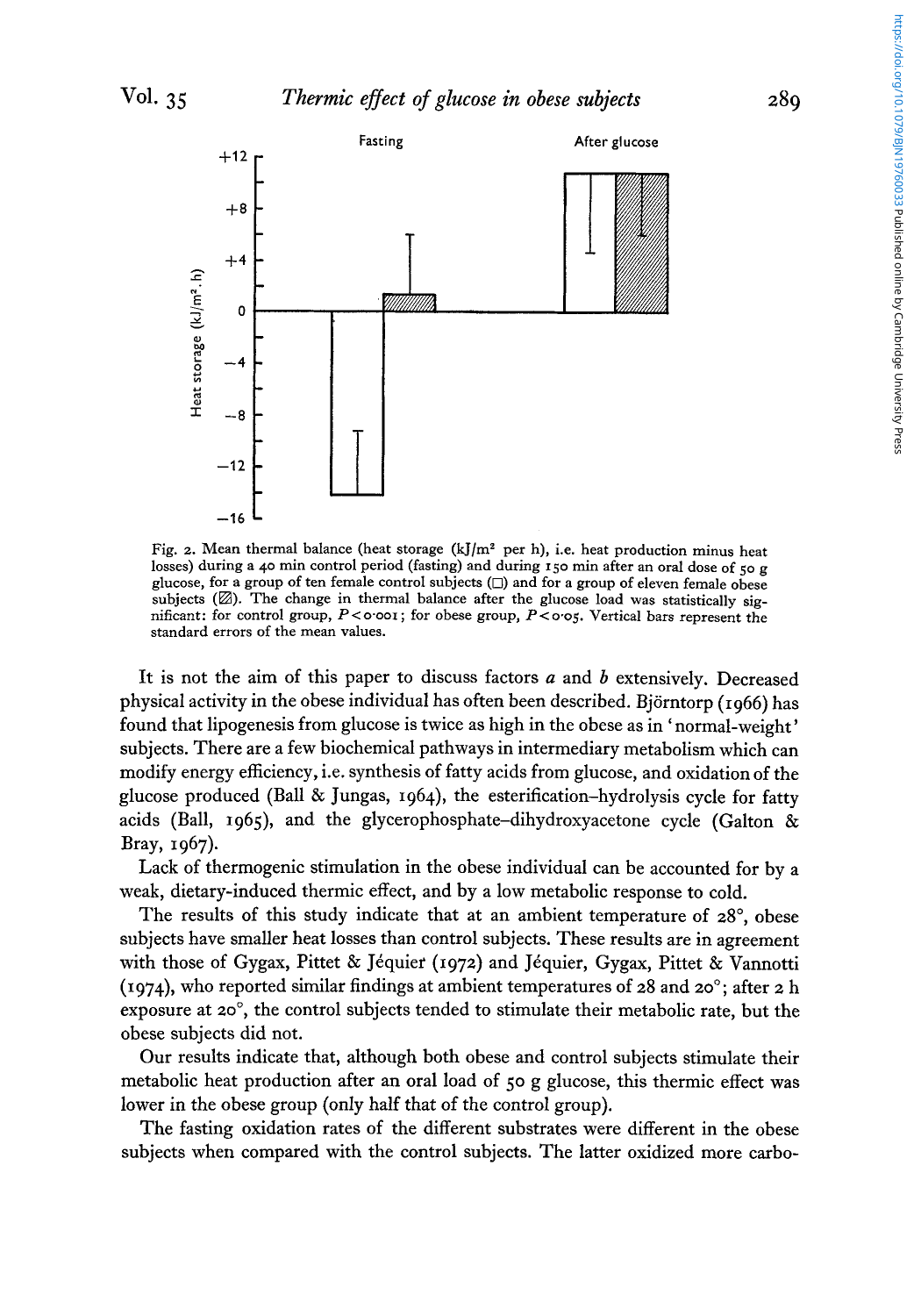Fig. 2. Mean thermal balance (heat storage ($kJ/m^2$ per h), i.e. heat production minus heat losses) during a 40 min control period (fasting) and during 150 min after an oral dose of 50 g glucose, for a group of ten female control subjects (□) and for a group of eleven female obese subjects (▨). The change in thermal balance after the glucose load was statistically significant: for control group, $P < 0.001$; for obese group, $P < 0.05$. Vertical bars represent the standard errors of the mean values.

It is not the aim of this paper to discuss factors *a* and *b* extensively. Decreased physical activity in the obese individual has often been described. Björntorp (1966) has found that lipogenesis from glucose is twice as high in the obese as in 'normal-weight' subjects. There are a few biochemical pathways in intermediary metabolism which can modify energy efficiency, i.e. synthesis of fatty acids from glucose, and oxidation of the glucose produced (Ball & Jungas, 1964), the esterification–hydrolysis cycle for fatty acids (Ball, 1965), and the glycerophosphate–dihydroxyacetone cycle (Galton & Bray, 1967).

Lack of thermogenic stimulation in the obese individual can be accounted for by a weak, dietary-induced thermic effect, and by a low metabolic response to cold.

The results of this study indicate that at an ambient temperature of 28°, obese subjects have smaller heat losses than control subjects. These results are in agreement with those of Gygax, Pittet & Jéquier (1972) and Jéquier, Gygax, Pittet & Vannotti (1974), who reported similar findings at ambient temperatures of 28 and 20°; after 2 h exposure at 20°, the control subjects tended to stimulate their metabolic rate, but the obese subjects did not.

Our results indicate that, although both obese and control subjects stimulate their metabolic heat production after an oral load of 50 g glucose, this thermic effect was lower in the obese group (only half that of the control group).

The fasting oxidation rates of the different substrates were different in the obese subjects when compared with the control subjects. The latter oxidized more carbo-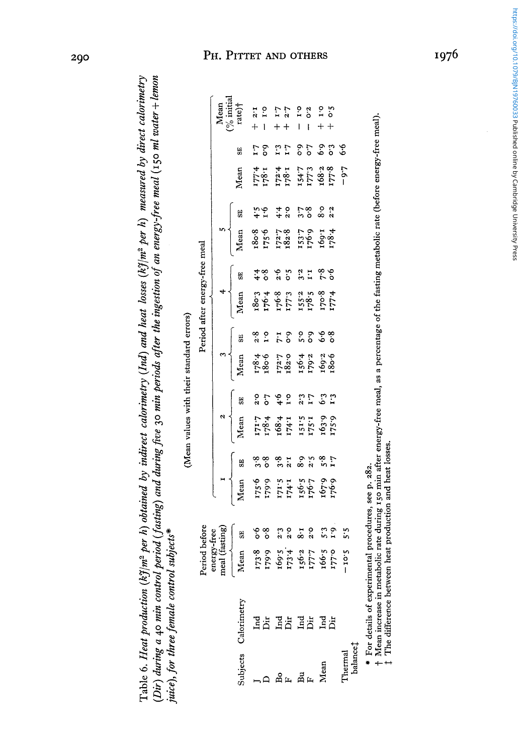Table 6. *Heat production (kJ/m² per h) obtained by indirect calorimetry (Ind) and heat losses (kJ/m² per h) measured by direct calorimetry (Dir) during a 40 min control period (fasting) and during five 30 min periods after the ingestion of an energy-free meal (150 ml water + lemon juice), for three female control subjects**

(Mean values with their standard errors)

| Subjects | Calorimetry | Period before energy-free meal (fasting) | | Period after energy-free meal | | | | | | | | | | | | |
|---|---|---|---|---|---|---|---|---|---|---|---|---|---|---|---|---|
| | | | | 1 | | 2 | | 3 | | 4 | | 5 | | | | |
| | | Mean | SE | Mean | SE | Mean | SE | Mean | SE | Mean | SE | Mean | SE | Mean | SE | Mean (% initial rate)† |
| J | Ind | 173·8 | 0·6 | 175·6 | 3·8 | 171·7 | 2·0 | 178·4 | 2·8 | 180·3 | 4·4 | 180·8 | 4·5 | 177·4 | 1·7 | + 2·1 |
| D | Dir | 179·9 | 0·8 | 179·9 | 0·8 | 178·4 | 0·7 | 180·6 | 1·0 | 176·4 | 0·8 | 175·6 | 1·6 | 178·1 | 0·9 | − 1·0 |
| Bo | Ind | 169·5 | 2·3 | 171·5 | 3·8 | 168·4 | 4·6 | 172·7 | 7·1 | 176·8 | 2·6 | 172·7 | 4·4 | 172·4 | 1·3 | + 1·7 |
| F | Dir | 173·4 | 2·0 | 174·1 | 2·1 | 174·1 | 1·0 | 182·0 | 0·9 | 177·3 | 0·5 | 182·8 | 2·0 | 178·1 | 1·7 | + 2·7 |
| Bu | Ind | 156·2 | 8·1 | 156·5 | 8·9 | 151·5 | 2·3 | 156·4 | 5·0 | 155·2 | 3·2 | 153·7 | 3·7 | 154·7 | 0·9 | − 1·0 |
| F | Dir | 177·7 | 2·0 | 176·7 | 2·5 | 175·1 | 1·7 | 179·2 | 0·9 | 178·5 | 1·1 | 176·9 | 0·8 | 177·3 | 0·7 | − 0·2 |
| Mean | Ind | 166·5 | 5·3 | 167·9 | 5·8 | 163·9 | 6·3 | 169·2 | 6·6 | 170·8 | 7·8 | 169·1 | 8·0 | 168·2 | 6·9 | + 1·0 |
| | Dir | 177·0 | 1·9 | 176·9 | 1·7 | 175·9 | 1·3 | 180·6 | 0·8 | 177·4 | 0·6 | 178·4 | 2·2 | 177·8 | 0·3 | + 0·5 |
| Thermal balance‡ | | −10·5 | 5·5 | | | | | | | | | | | −9·7 | 6·6 | |

\* For details of experimental procedures, see p. 282.

† Mean increase in metabolic rate during 150 min after energy-free meal, as a percentage of the fasting metabolic rate (before energy-free meal).

‡ The difference between heat production and heat losses.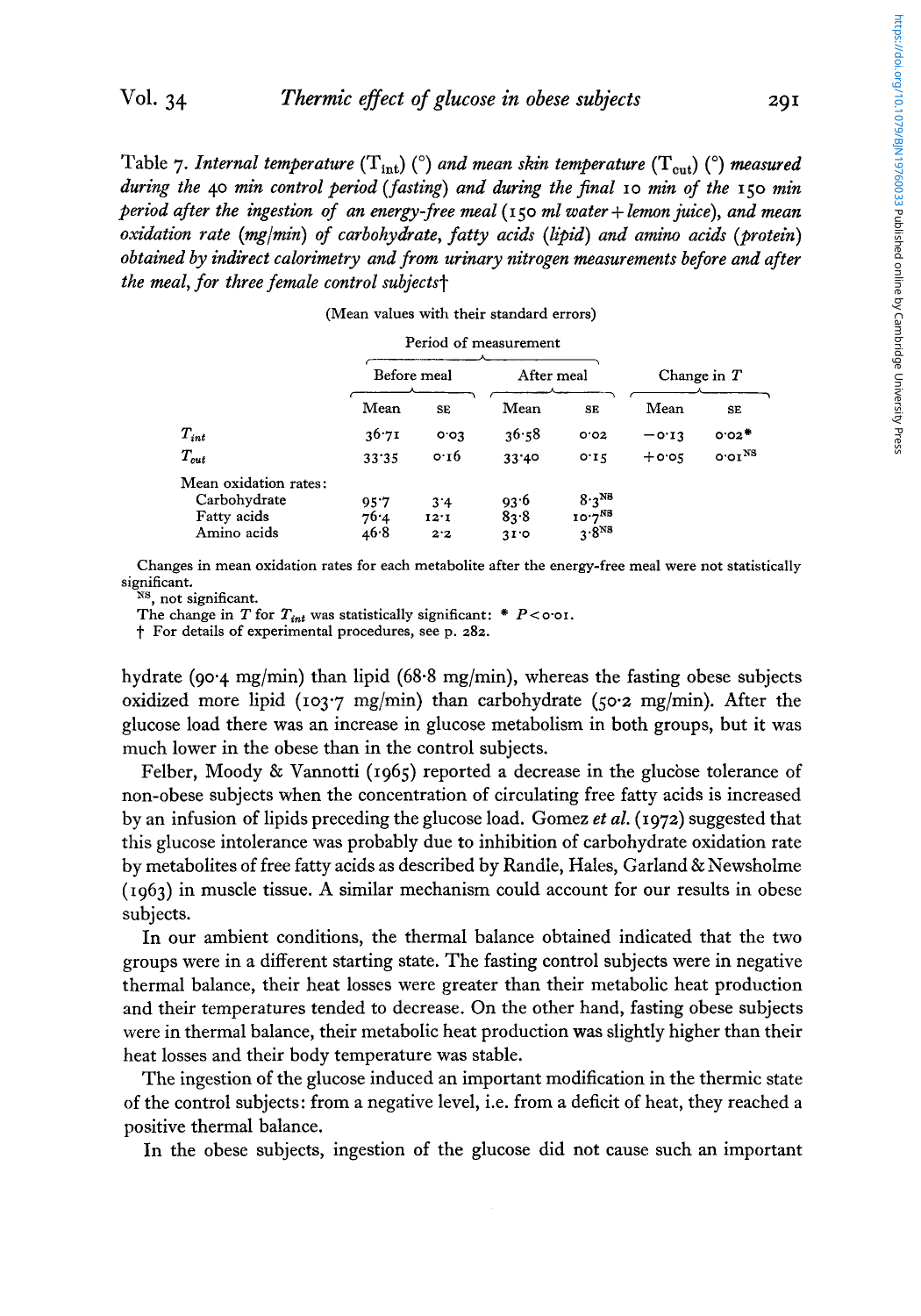Table 7. *Internal temperature* ($T_{int}$) (°) *and mean skin temperature* ($T_{cut}$) (°) *measured during the* 40 *min control period (fasting) and during the final* 10 *min of the* 150 *min period after the ingestion of an energy-free meal* (150 *ml water + lemon juice*), *and mean oxidation rate (mg/min) of carbohydrate, fatty acids (lipid) and amino acids (protein) obtained by indirect calorimetry and from urinary nitrogen measurements before and after the meal, for three female control subjects*†

(Mean values with their standard errors)

| | Period of measurement | | | | | |
|---|---|---|---|---|---|---|
| | Before meal | | After meal | | Change in $T$ | |
| | Mean | SE | Mean | SE | Mean | SE |
| $T_{int}$ | 36·71 | 0·03 | 36·58 | 0·02 | −0·13 | 0·02* |
| $T_{cut}$ | 33·35 | 0·16 | 33·40 | 0·15 | +0·05 | 0·01$^{NS}$ |
| Mean oxidation rates: | | | | | | |
| Carbohydrate | 95·7 | 3·4 | 93·6 | 8·3$^{NS}$ | | |
| Fatty acids | 76·4 | 12·1 | 83·8 | 10·7$^{NS}$ | | |
| Amino acids | 46·8 | 2·2 | 31·0 | 3·8$^{NS}$ | | |

Changes in mean oxidation rates for each metabolite after the energy-free meal were not statistically significant.

$^{NS}$, not significant.

The change in $T$ for $T_{int}$ was statistically significant: * $P < 0·01$.

† For details of experimental procedures, see p. 282.

hydrate (90·4 mg/min) than lipid (68·8 mg/min), whereas the fasting obese subjects oxidized more lipid (103·7 mg/min) than carbohydrate (50·2 mg/min). After the glucose load there was an increase in glucose metabolism in both groups, but it was much lower in the obese than in the control subjects.

Felber, Moody & Vannotti (1965) reported a decrease in the glucose tolerance of non-obese subjects when the concentration of circulating free fatty acids is increased by an infusion of lipids preceding the glucose load. Gomez *et al.* (1972) suggested that this glucose intolerance was probably due to inhibition of carbohydrate oxidation rate by metabolites of free fatty acids as described by Randle, Hales, Garland & Newsholme (1963) in muscle tissue. A similar mechanism could account for our results in obese subjects.

In our ambient conditions, the thermal balance obtained indicated that the two groups were in a different starting state. The fasting control subjects were in negative thermal balance, their heat losses were greater than their metabolic heat production and their temperatures tended to decrease. On the other hand, fasting obese subjects were in thermal balance, their metabolic heat production was slightly higher than their heat losses and their body temperature was stable.

The ingestion of the glucose induced an important modification in the thermic state of the control subjects: from a negative level, i.e. from a deficit of heat, they reached a positive thermal balance.

In the obese subjects, ingestion of the glucose did not cause such an important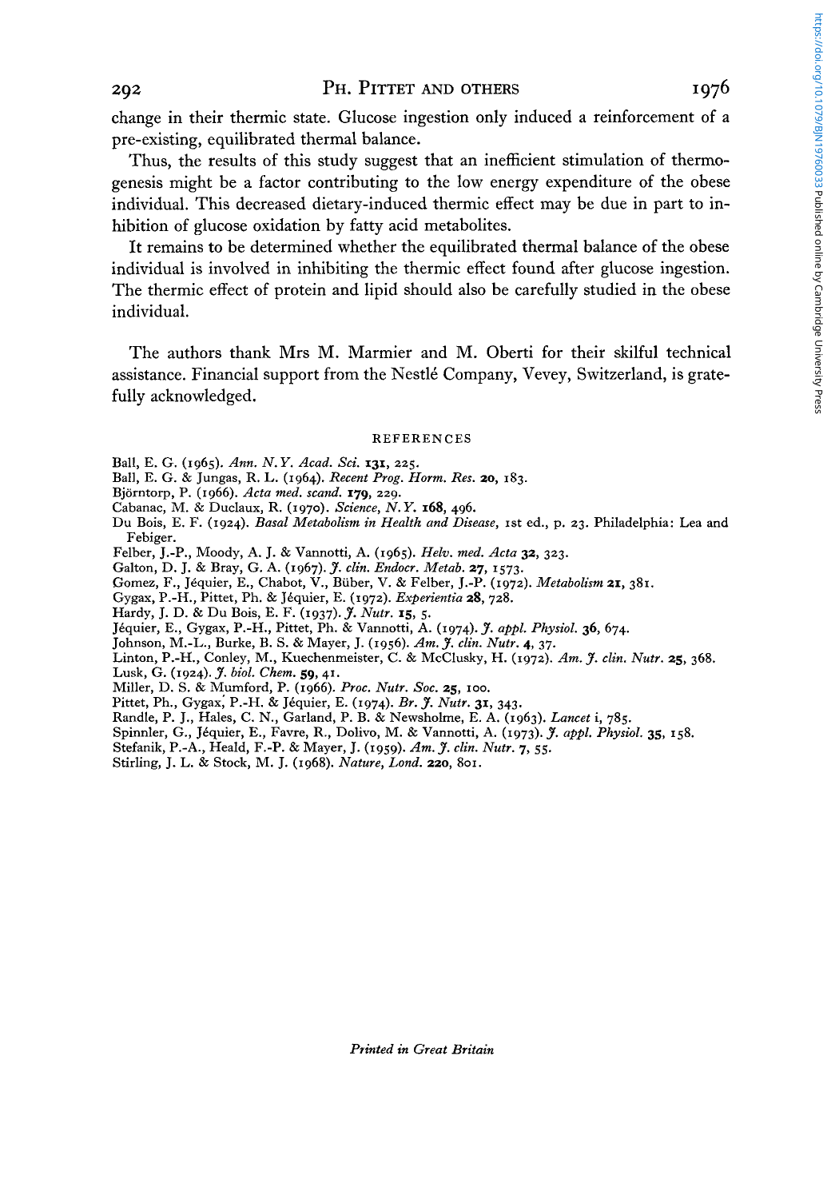change in their thermic state. Glucose ingestion only induced a reinforcement of a pre-existing, equilibrated thermal balance.

Thus, the results of this study suggest that an inefficient stimulation of thermogenesis might be a factor contributing to the low energy expenditure of the obese individual. This decreased dietary-induced thermic effect may be due in part to inhibition of glucose oxidation by fatty acid metabolites.

It remains to be determined whether the equilibrated thermal balance of the obese individual is involved in inhibiting the thermic effect found after glucose ingestion. The thermic effect of protein and lipid should also be carefully studied in the obese individual.

The authors thank Mrs M. Marmier and M. Oberti for their skilful technical assistance. Financial support from the Nestlé Company, Vevey, Switzerland, is gratefully acknowledged.

## REFERENCES

Ball, E. G. (1965). *Ann. N.Y. Acad. Sci.* **131**, 225.
Ball, E. G. & Jungas, R. L. (1964). *Recent Prog. Horm. Res.* **20**, 183.
Björntorp, P. (1966). *Acta med. scand.* **179**, 229.
Cabanac, M. & Duclaux, R. (1970). *Science, N.Y.* **168**, 496.
Du Bois, E. F. (1924). *Basal Metabolism in Health and Disease*, 1st ed., p. 23. Philadelphia: Lea and Febiger.
Felber, J.-P., Moody, A. J. & Vannotti, A. (1965). *Helv. med. Acta* **32**, 323.
Galton, D. J. & Bray, G. A. (1967). *J. clin. Endocr. Metab.* **27**, 1573.
Gomez, F., Jéquier, E., Chabot, V., Büber, V. & Felber, J.-P. (1972). *Metabolism* **21**, 381.
Gygax, P.-H., Pittet, Ph. & Jéquier, E. (1972). *Experientia* **28**, 728.
Hardy, J. D. & Du Bois, E. F. (1937). *J. Nutr.* **15**, 5.
Jéquier, E., Gygax, P.-H., Pittet, Ph. & Vannotti, A. (1974). *J. appl. Physiol.* **36**, 674.
Johnson, M.-L., Burke, B. S. & Mayer, J. (1956). *Am. J. clin. Nutr.* **4**, 37.
Linton, P.-H., Conley, M., Kuechenmeister, C. & McClusky, H. (1972). *Am. J. clin. Nutr.* **25**, 368.
Lusk, G. (1924). *J. biol. Chem.* **59**, 41.
Miller, D. S. & Mumford, P. (1966). *Proc. Nutr. Soc.* **25**, 100.
Pittet, Ph., Gygax, P.-H. & Jéquier, E. (1974). *Br. J. Nutr.* **31**, 343.
Randle, P. J., Hales, C. N., Garland, P. B. & Newsholme, E. A. (1963). *Lancet* i, 785.
Spinnler, G., Jéquier, E., Favre, R., Dolivo, M. & Vannotti, A. (1973). *J. appl. Physiol.* **35**, 158.
Stefanik, P.-A., Heald, F.-P. & Mayer, J. (1959). *Am. J. clin. Nutr.* **7**, 55.
Stirling, J. L. & Stock, M. J. (1968). *Nature, Lond.* **220**, 801.

*Printed in Great Britain*